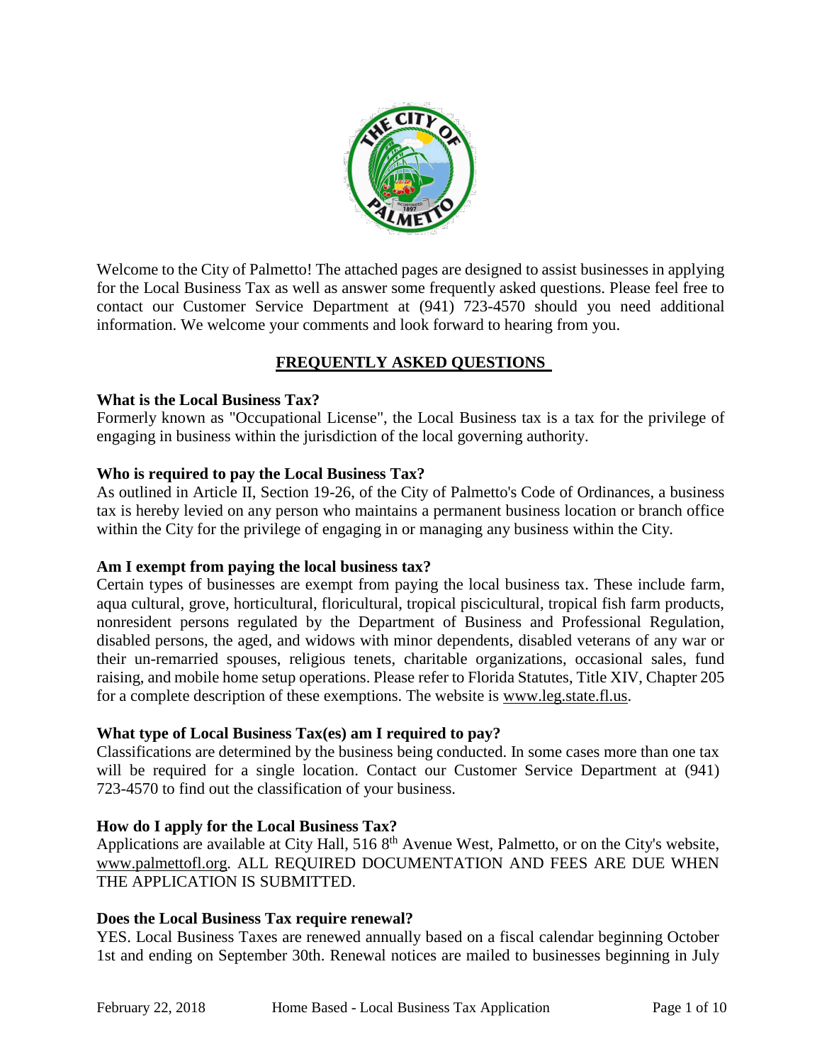Welcome to the City of Palmetto! The attached pages are designed to assist businesses in applying for the Local Business Tax as well as answer some frequently asked questions. Please feel free to contact our Customer Service Department at (941) 723-4570 should you need additional information. We welcome your comments and look forward to hearing from you.

## FREQUENTLY ASKED QUESTIONS

**What is the Local Business Tax?**
Formerly known as "Occupational License", the Local Business tax is a tax for the privilege of engaging in business within the jurisdiction of the local governing authority.

**Who is required to pay the Local Business Tax?**
As outlined in Article II, Section 19-26, of the City of Palmetto's Code of Ordinances, a business tax is hereby levied on any person who maintains a permanent business location or branch office within the City for the privilege of engaging in or managing any business within the City.

**Am I exempt from paying the local business tax?**
Certain types of businesses are exempt from paying the local business tax. These include farm, aqua cultural, grove, horticultural, floricultural, tropical piscicultural, tropical fish farm products, nonresident persons regulated by the Department of Business and Professional Regulation, disabled persons, the aged, and widows with minor dependents, disabled veterans of any war or their un-remarried spouses, religious tenets, charitable organizations, occasional sales, fund raising, and mobile home setup operations. Please refer to Florida Statutes, Title XIV, Chapter 205 for a complete description of these exemptions. The website is www.leg.state.fl.us.

**What type of Local Business Tax(es) am I required to pay?**
Classifications are determined by the business being conducted. In some cases more than one tax will be required for a single location. Contact our Customer Service Department at (941) 723-4570 to find out the classification of your business.

**How do I apply for the Local Business Tax?**
Applications are available at City Hall, 516 8th Avenue West, Palmetto, or on the City's website, www.palmettofl.org. ALL REQUIRED DOCUMENTATION AND FEES ARE DUE WHEN THE APPLICATION IS SUBMITTED.

**Does the Local Business Tax require renewal?**
YES. Local Business Taxes are renewed annually based on a fiscal calendar beginning October 1st and ending on September 30th. Renewal notices are mailed to businesses beginning in July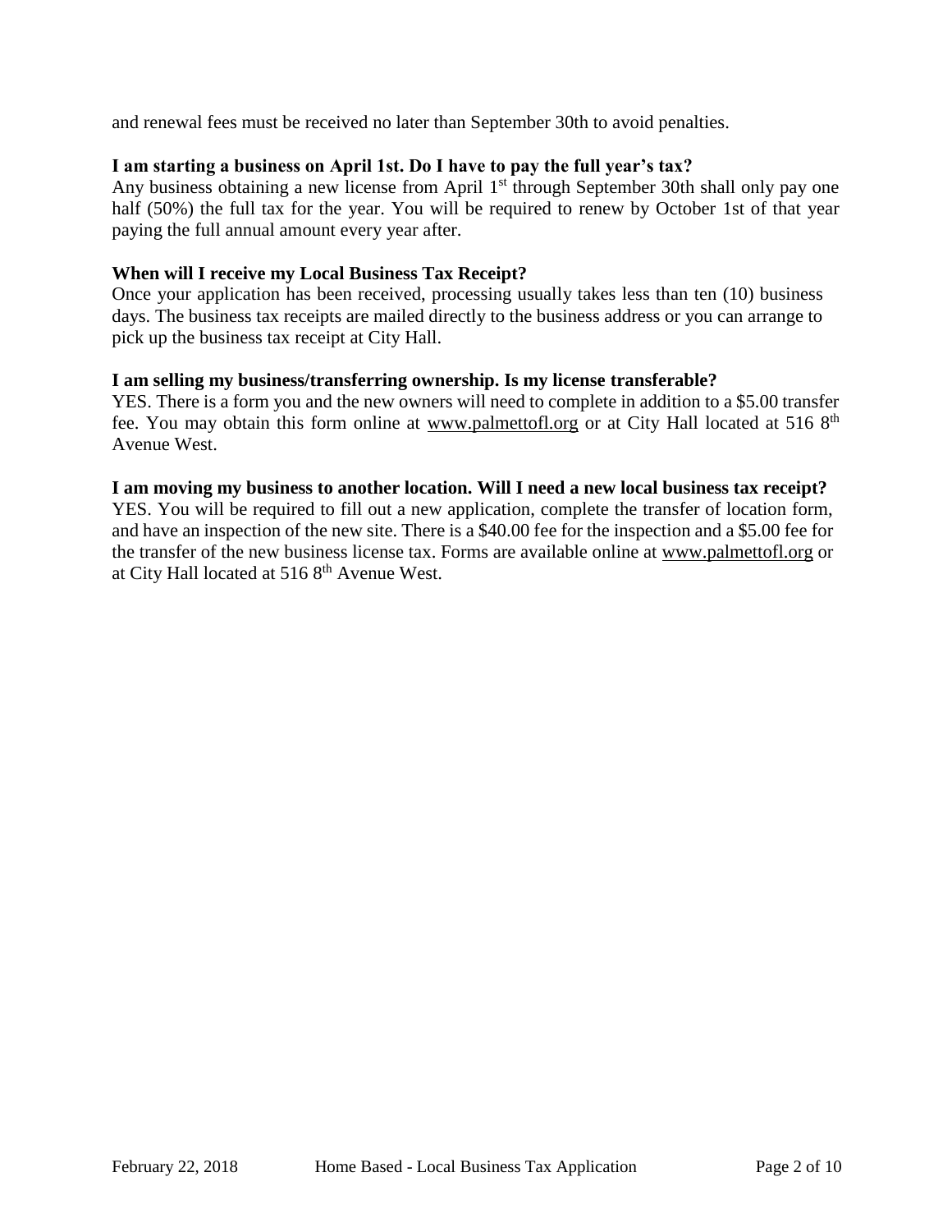and renewal fees must be received no later than September 30th to avoid penalties.

**I am starting a business on April 1st. Do I have to pay the full year's tax?**
Any business obtaining a new license from April 1st through September 30th shall only pay one half (50%) the full tax for the year. You will be required to renew by October 1st of that year paying the full annual amount every year after.

**When will I receive my Local Business Tax Receipt?**
Once your application has been received, processing usually takes less than ten (10) business days. The business tax receipts are mailed directly to the business address or you can arrange to pick up the business tax receipt at City Hall.

**I am selling my business/transferring ownership. Is my license transferable?**
YES. There is a form you and the new owners will need to complete in addition to a $5.00 transfer fee. You may obtain this form online at www.palmettofl.org or at City Hall located at 516 8th Avenue West.

**I am moving my business to another location. Will I need a new local business tax receipt?**
YES. You will be required to fill out a new application, complete the transfer of location form, and have an inspection of the new site. There is a $40.00 fee for the inspection and a $5.00 fee for the transfer of the new business license tax. Forms are available online at www.palmettofl.org or at City Hall located at 516 8th Avenue West.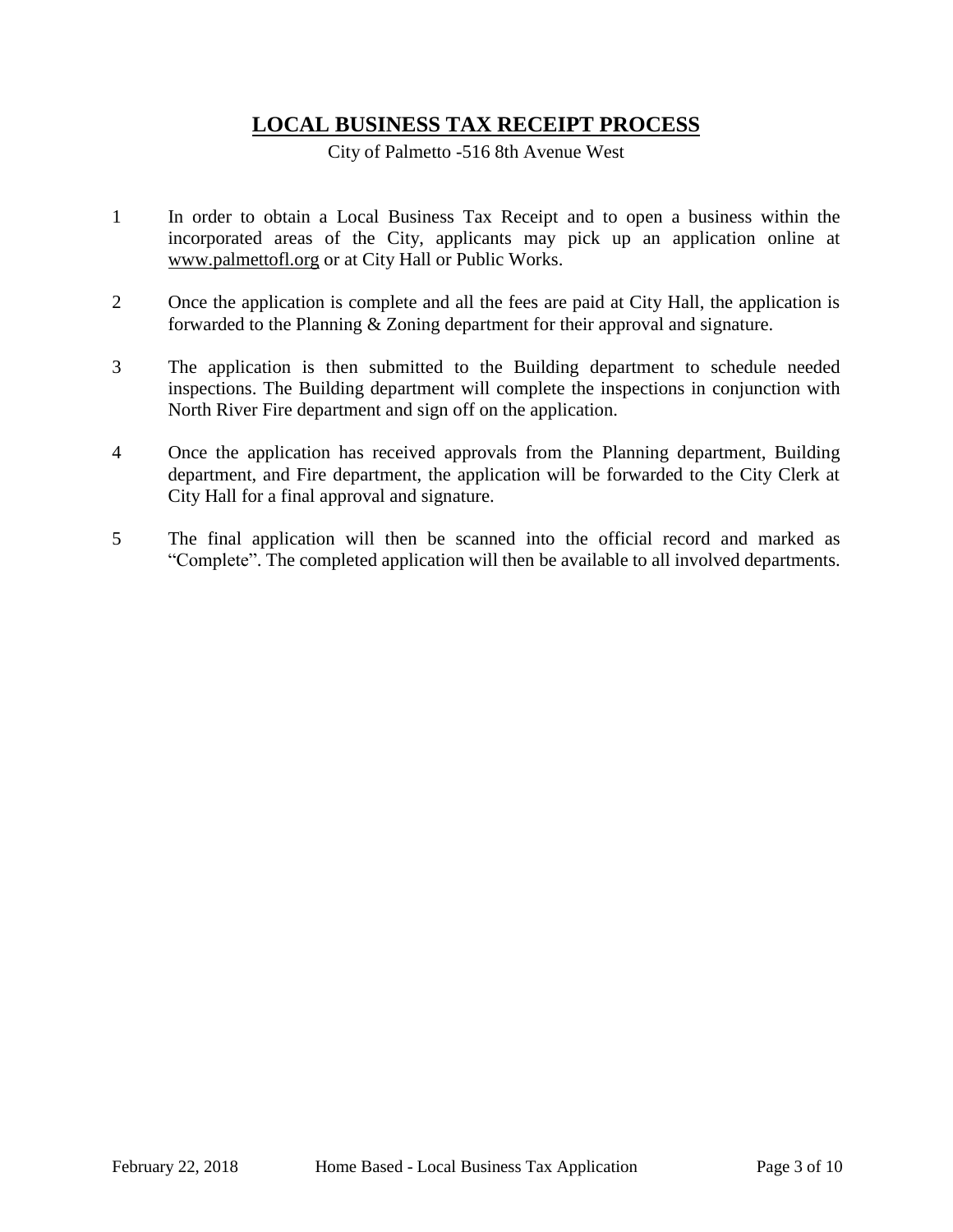# LOCAL BUSINESS TAX RECEIPT PROCESS

City of Palmetto -516 8th Avenue West

1. In order to obtain a Local Business Tax Receipt and to open a business within the incorporated areas of the City, applicants may pick up an application online at www.palmettofl.org or at City Hall or Public Works.

2. Once the application is complete and all the fees are paid at City Hall, the application is forwarded to the Planning & Zoning department for their approval and signature.

3. The application is then submitted to the Building department to schedule needed inspections. The Building department will complete the inspections in conjunction with North River Fire department and sign off on the application.

4. Once the application has received approvals from the Planning department, Building department, and Fire department, the application will be forwarded to the City Clerk at City Hall for a final approval and signature.

5. The final application will then be scanned into the official record and marked as "Complete". The completed application will then be available to all involved departments.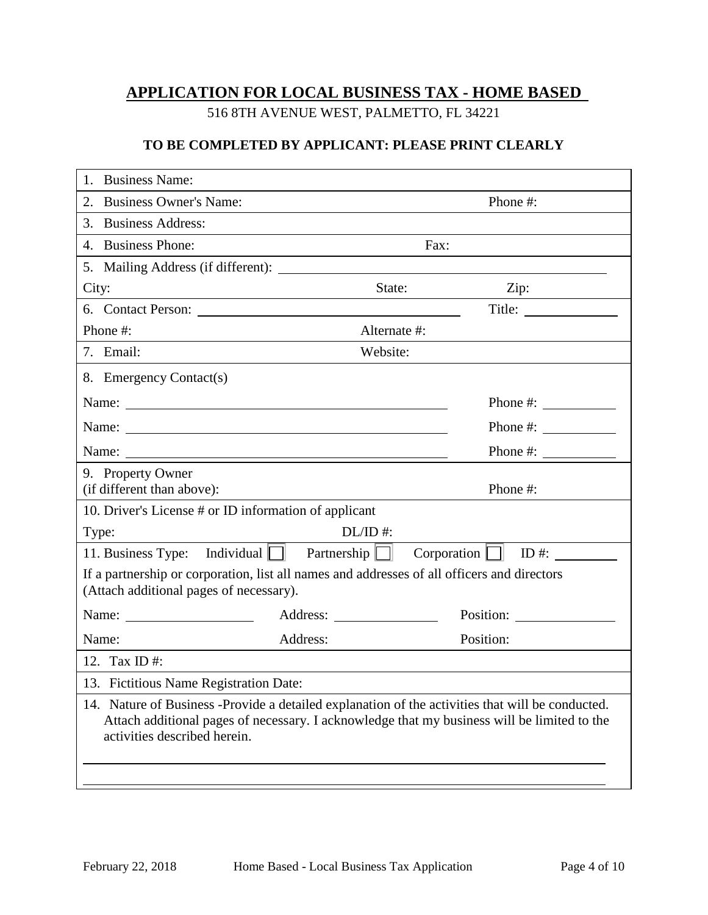# APPLICATION FOR LOCAL BUSINESS TAX - HOME BASED

516 8TH AVENUE WEST, PALMETTO, FL 34221

**TO BE COMPLETED BY APPLICANT: PLEASE PRINT CLEARLY**

1. Business Name:

2. Business Owner's Name: Phone #:

3. Business Address:

4. Business Phone: Fax:

5. Mailing Address (if different): ______________________________

City: State: Zip:

6. Contact Person: ______________________________ Title: ______________

Phone #: Alternate #:

7. Email: Website:

8. Emergency Contact(s)

Name: ______________________________ Phone #: ___________

Name: ______________________________ Phone #: ___________

Name: ______________________________ Phone #: ___________

9. Property Owner
(if different than above): Phone #:

10. Driver's License # or ID information of applicant

Type: DL/ID #:

11. Business Type: Individual ☐ Partnership ☐ Corporation ☐ ID #: _________

If a partnership or corporation, list all names and addresses of all officers and directors (Attach additional pages of necessary).

Name: ______________ Address: ______________ Position: ______________

Name: Address: Position:

12. Tax ID #:

13. Fictitious Name Registration Date:

14. Nature of Business -Provide a detailed explanation of the activities that will be conducted. Attach additional pages of necessary. I acknowledge that my business will be limited to the activities described herein.

______________________________________________________________

______________________________________________________________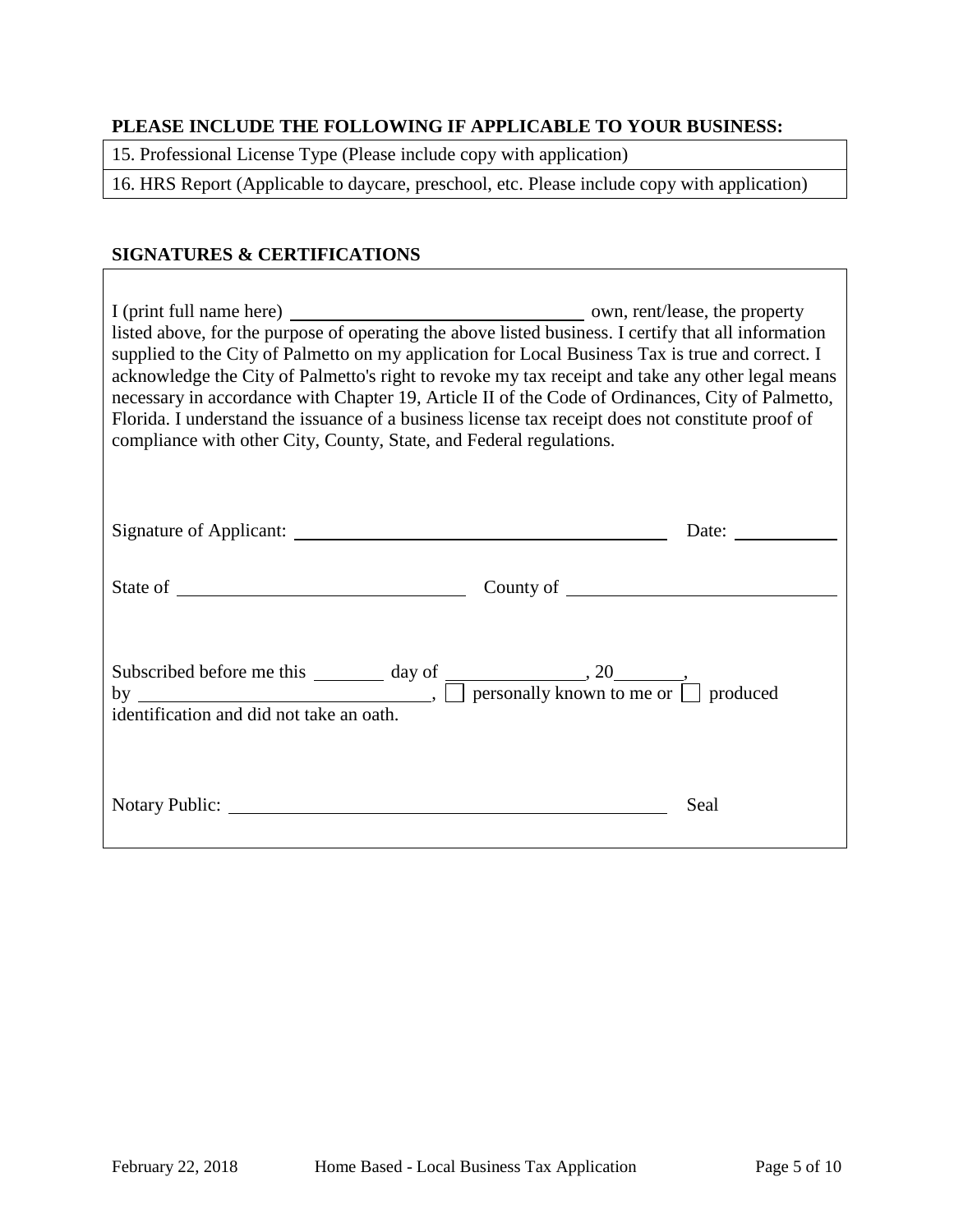**PLEASE INCLUDE THE FOLLOWING IF APPLICABLE TO YOUR BUSINESS:**

| 15. Professional License Type (Please include copy with application) |
|---|
| 16. HRS Report (Applicable to daycare, preschool, etc. Please include copy with application) |

**SIGNATURES & CERTIFICATIONS**

I (print full name here) ______________________________ own, rent/lease, the property listed above, for the purpose of operating the above listed business. I certify that all information supplied to the City of Palmetto on my application for Local Business Tax is true and correct. I acknowledge the City of Palmetto's right to revoke my tax receipt and take any other legal means necessary in accordance with Chapter 19, Article II of the Code of Ordinances, City of Palmetto, Florida. I understand the issuance of a business license tax receipt does not constitute proof of compliance with other City, County, State, and Federal regulations.

Signature of Applicant: ________________________________________ Date: ___________

State of ______________________________ County of ____________________________

Subscribed before me this ________ day of _______________, 20_______, by ______________________________, ☐ personally known to me or ☐ produced identification and did not take an oath.

Notary Public: ______________________________________________ Seal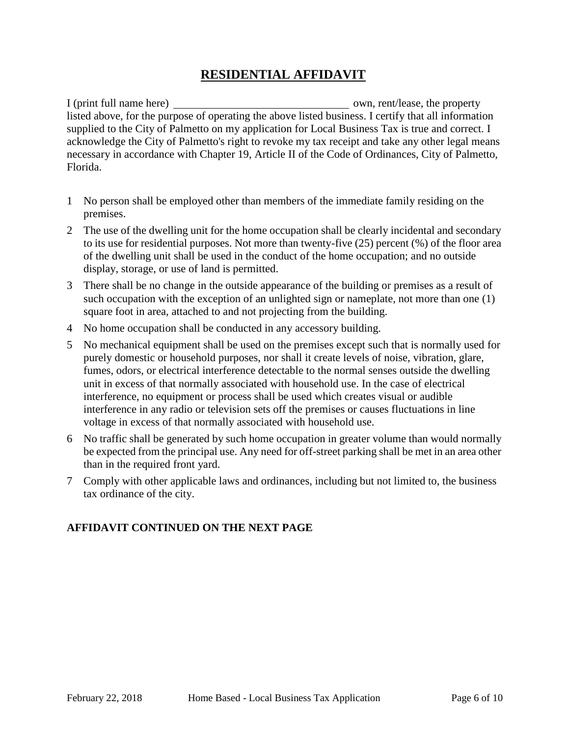# RESIDENTIAL AFFIDAVIT

I (print full name here) _______________________________ own, rent/lease, the property listed above, for the purpose of operating the above listed business. I certify that all information supplied to the City of Palmetto on my application for Local Business Tax is true and correct. I acknowledge the City of Palmetto's right to revoke my tax receipt and take any other legal means necessary in accordance with Chapter 19, Article II of the Code of Ordinances, City of Palmetto, Florida.

1. No person shall be employed other than members of the immediate family residing on the premises.
2. The use of the dwelling unit for the home occupation shall be clearly incidental and secondary to its use for residential purposes. Not more than twenty-five (25) percent (%) of the floor area of the dwelling unit shall be used in the conduct of the home occupation; and no outside display, storage, or use of land is permitted.
3. There shall be no change in the outside appearance of the building or premises as a result of such occupation with the exception of an unlighted sign or nameplate, not more than one (1) square foot in area, attached to and not projecting from the building.
4. No home occupation shall be conducted in any accessory building.
5. No mechanical equipment shall be used on the premises except such that is normally used for purely domestic or household purposes, nor shall it create levels of noise, vibration, glare, fumes, odors, or electrical interference detectable to the normal senses outside the dwelling unit in excess of that normally associated with household use. In the case of electrical interference, no equipment or process shall be used which creates visual or audible interference in any radio or television sets off the premises or causes fluctuations in line voltage in excess of that normally associated with household use.
6. No traffic shall be generated by such home occupation in greater volume than would normally be expected from the principal use. Any need for off-street parking shall be met in an area other than in the required front yard.
7. Comply with other applicable laws and ordinances, including but not limited to, the business tax ordinance of the city.

**AFFIDAVIT CONTINUED ON THE NEXT PAGE**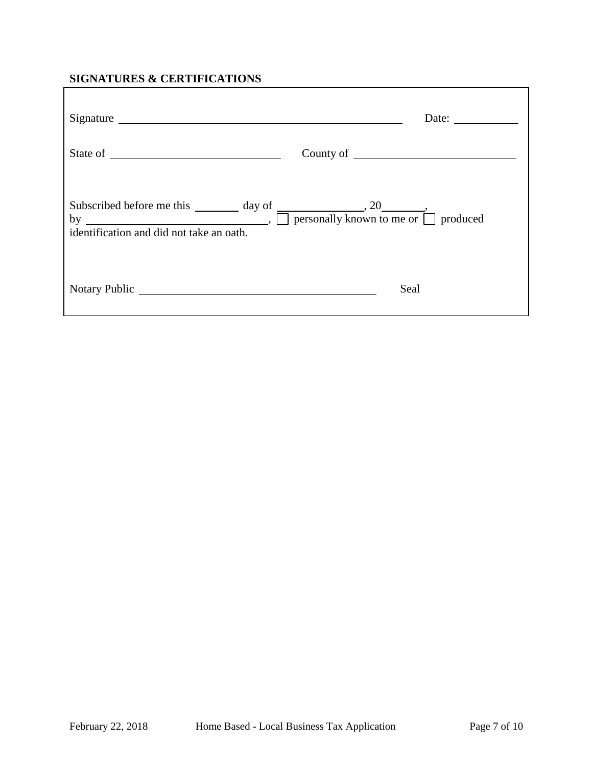## SIGNATURES & CERTIFICATIONS

Signature ______________________________________________ Date: __________

State of ___________________________ County of ___________________________

Subscribed before me this ________ day of _______________, 20________, by ______________________________, ☐ personally known to me or ☐ produced identification and did not take an oath.

Notary Public _______________________________________ Seal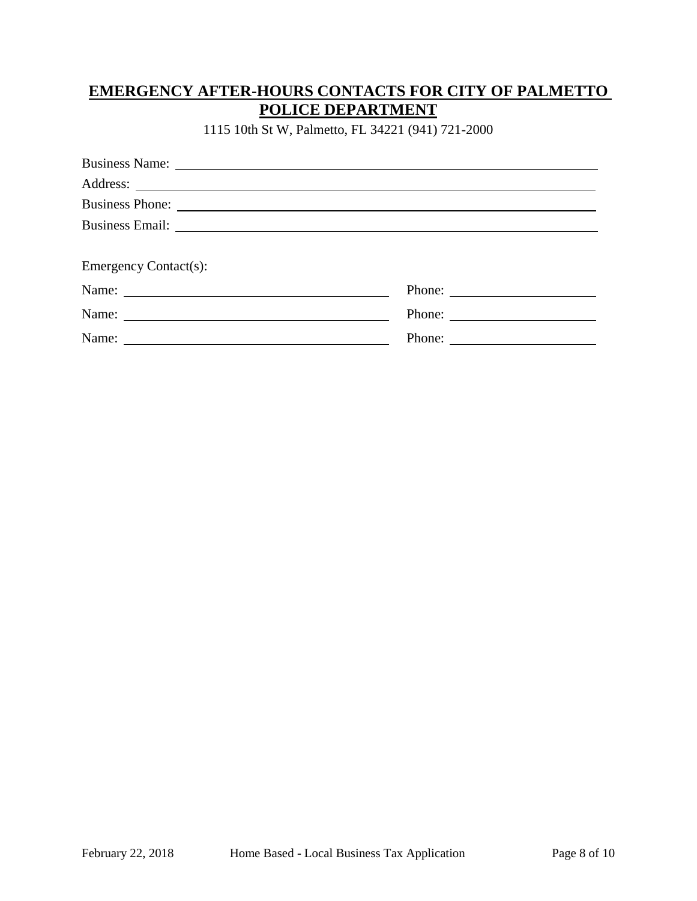## **EMERGENCY AFTER-HOURS CONTACTS FOR CITY OF PALMETTO POLICE DEPARTMENT**

1115 10th St W, Palmetto, FL 34221 (941) 721-2000

Business Name: ______________________________________________

Address: ______________________________________________

Business Phone: ______________________________________________

Business Email: ______________________________________________

Emergency Contact(s):

Name: ______________________________ Phone: ____________________

Name: ______________________________ Phone: ____________________

Name: ______________________________ Phone: ____________________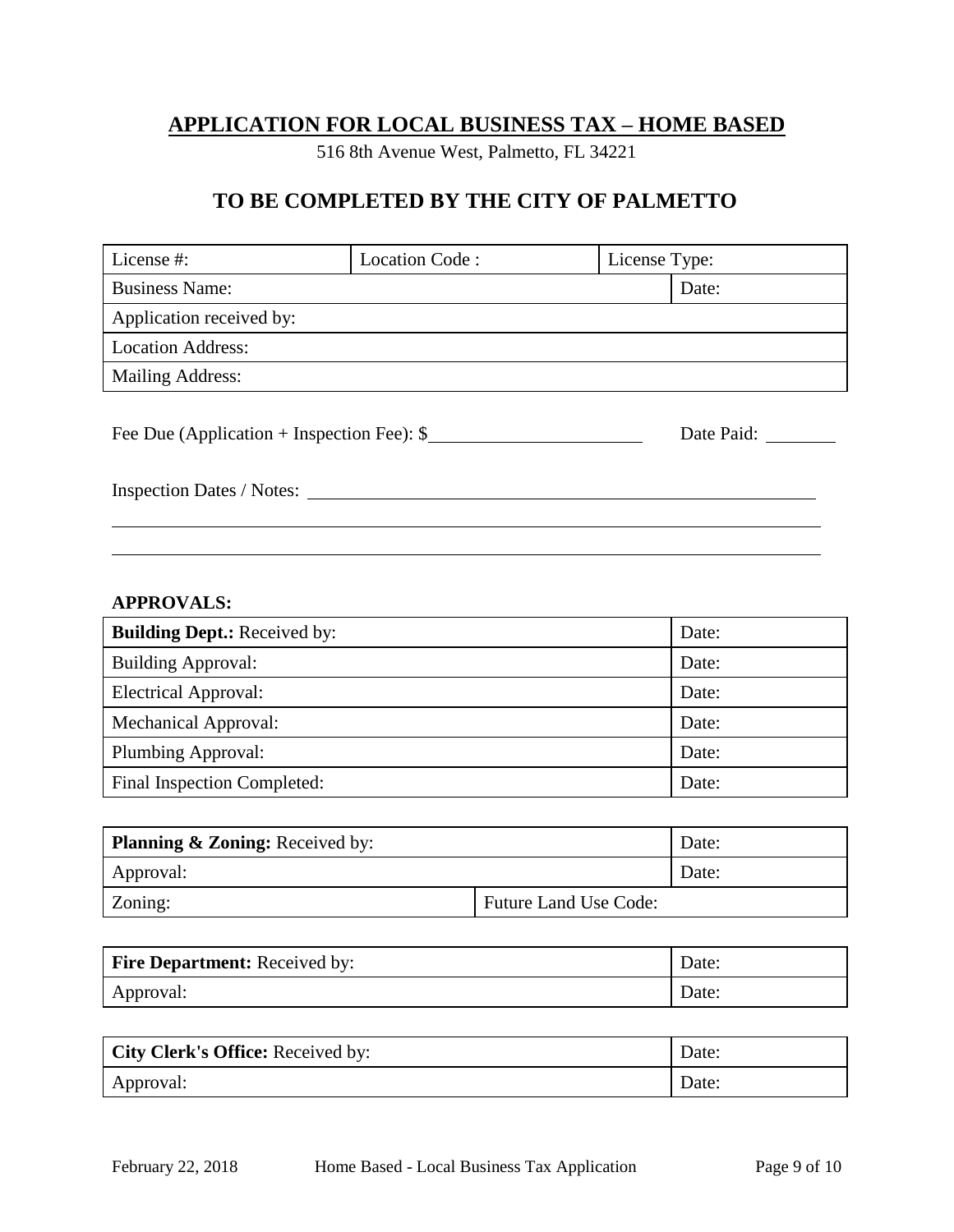## APPLICATION FOR LOCAL BUSINESS TAX – HOME BASED

516 8th Avenue West, Palmetto, FL 34221

## TO BE COMPLETED BY THE CITY OF PALMETTO

| License #: | Location Code : | License Type: | |
|---|---|---|---|
| Business Name: | | | Date: |
| Application received by: | | | |
| Location Address: | | | |
| Mailing Address: | | | |

Fee Due (Application + Inspection Fee): $\_\_\_\_\_\_\_\_\_\_\_\_\_\_\_\_\_\_\_\_ Date Paid: \_\_\_\_\_\_\_\_

Inspection Dates / Notes: \_\_\_\_\_\_\_\_\_\_\_\_\_\_\_\_\_\_\_\_\_\_\_\_\_\_\_\_\_\_\_\_\_\_\_\_\_\_\_\_\_\_\_\_

\_\_\_\_\_\_\_\_\_\_\_\_\_\_\_\_\_\_\_\_\_\_\_\_\_\_\_\_\_\_\_\_\_\_\_\_\_\_\_\_\_\_\_\_\_\_\_\_\_\_\_\_\_\_\_\_\_\_\_\_\_\_\_\_\_\_

\_\_\_\_\_\_\_\_\_\_\_\_\_\_\_\_\_\_\_\_\_\_\_\_\_\_\_\_\_\_\_\_\_\_\_\_\_\_\_\_\_\_\_\_\_\_\_\_\_\_\_\_\_\_\_\_\_\_\_\_\_\_\_\_\_\_

**APPROVALS:**

| **Building Dept.:** Received by: | Date: |
|---|---|
| Building Approval: | Date: |
| Electrical Approval: | Date: |
| Mechanical Approval: | Date: |
| Plumbing Approval: | Date: |
| Final Inspection Completed: | Date: |

| **Planning & Zoning:** Received by: | | Date: |
|---|---|---|
| Approval: | | Date: |
| Zoning: | Future Land Use Code: | |

| **Fire Department:** Received by: | Date: |
|---|---|
| Approval: | Date: |

| **City Clerk's Office:** Received by: | Date: |
|---|---|
| Approval: | Date: |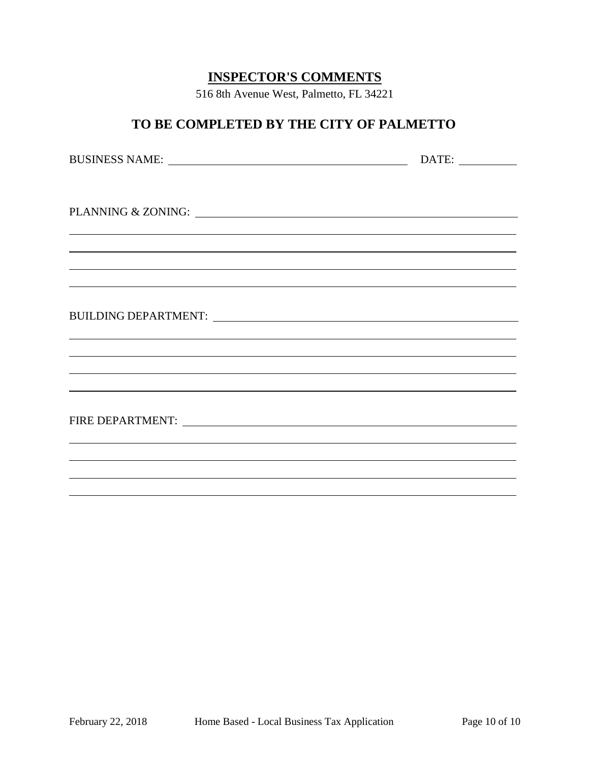# INSPECTOR'S COMMENTS

516 8th Avenue West, Palmetto, FL 34221

## TO BE COMPLETED BY THE CITY OF PALMETTO

BUSINESS NAME: ________________________________________ DATE: __________

PLANNING & ZONING: ________________________________________________

______________________________________________________________

______________________________________________________________

______________________________________________________________

______________________________________________________________

BUILDING DEPARTMENT: ______________________________________________

______________________________________________________________

______________________________________________________________

______________________________________________________________

______________________________________________________________

FIRE DEPARTMENT: __________________________________________________

______________________________________________________________

______________________________________________________________

______________________________________________________________

______________________________________________________________